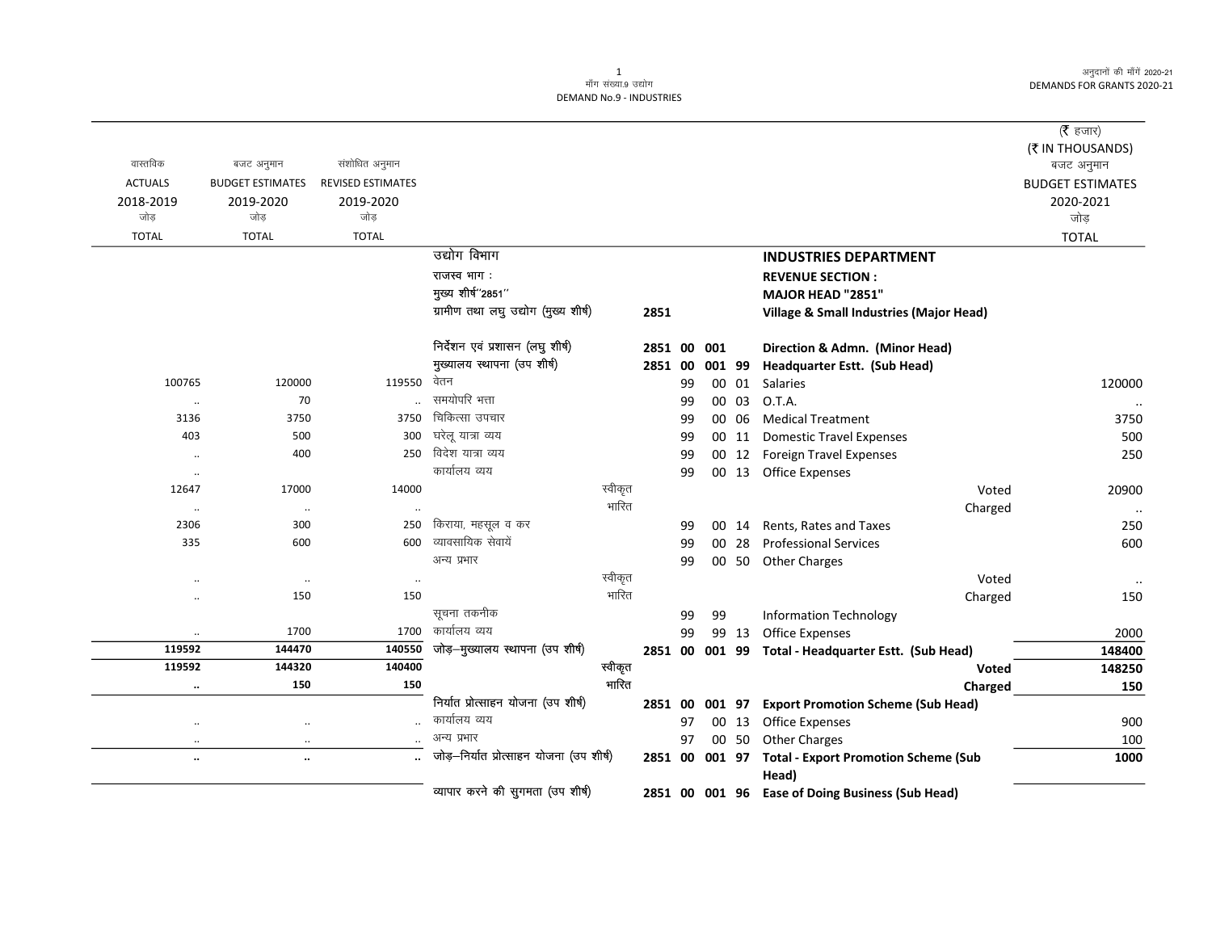माँग संख्या.9 उद्योग
DEMAND No.9 - INDUSTRIES

अनुदानों की माँगें 2020-21
DEMANDS FOR GRANTS 2020-21

(₹ हजार)
(₹ IN THOUSANDS)

| वास्तविक ACTUALS 2018-2019 जोड़ TOTAL | बजट अनुमान BUDGET ESTIMATES 2019-2020 जोड़ TOTAL | संशोधित अनुमान REVISED ESTIMATES 2019-2020 जोड़ TOTAL | | | | बजट अनुमान BUDGET ESTIMATES 2020-2021 जोड़ TOTAL |
|---|---|---|---|---|---|---|
| | | | उद्योग विभाग | | **INDUSTRIES DEPARTMENT** | |
| | | | राजस्व भाग : | | **REVENUE SECTION :** | |
| | | | मुख्य शीर्ष "2851" | | **MAJOR HEAD "2851"** | |
| | | | ग्रामीण तथा लघु उद्योग (मुख्य शीर्ष) | 2851 | **Village & Small Industries (Major Head)** | |
| | | | निर्देशन एवं प्रशासन (लघु शीर्ष) | 2851 00 001 | **Direction & Admn. (Minor Head)** | |
| | | | मुख्यालय स्थापना (उप शीर्ष) | 2851 00 001 99 | **Headquarter Estt. (Sub Head)** | |
| 100765 | 120000 | 119550 | वेतन | 99 00 01 | Salaries | 120000 |
| .. | 70 | .. | समयोपरि भत्ता | 99 00 03 | O.T.A. | .. |
| 3136 | 3750 | 3750 | चिकित्सा उपचार | 99 00 06 | Medical Treatment | 3750 |
| 403 | 500 | 300 | घरेलू यात्रा व्यय | 99 00 11 | Domestic Travel Expenses | 500 |
| .. | 400 | 250 | विदेश यात्रा व्यय | 99 00 12 | Foreign Travel Expenses | 250 |
| .. | | | कार्यालय व्यय | 99 00 13 | Office Expenses | |
| 12647 | 17000 | 14000 | स्वीकृत | | Voted | 20900 |
| .. | .. | .. | भारित | | Charged | .. |
| 2306 | 300 | 250 | किराया, महसूल व कर | 99 00 14 | Rents, Rates and Taxes | 250 |
| 335 | 600 | 600 | व्यावसायिक सेवायें | 99 00 28 | Professional Services | 600 |
| | | | अन्य प्रभार | 99 00 50 | Other Charges | |
| .. | .. | .. | स्वीकृत | | Voted | .. |
| .. | 150 | 150 | भारित | | Charged | 150 |
| | | | सूचना तकनीक | 99 99 | Information Technology | |
| .. | 1700 | 1700 | कार्यालय व्यय | 99 99 13 | Office Expenses | 2000 |
| **119592** | **144470** | **140550** | जोड़–मुख्यालय स्थापना (उप शीर्ष) | 2851 00 001 99 | **Total - Headquarter Estt. (Sub Head)** | **148400** |
| **119592** | **144320** | **140400** | स्वीकृत | | **Voted** | **148250** |
| **..** | **150** | **150** | भारित | | **Charged** | **150** |
| | | | निर्यात प्रोत्साहन योजना (उप शीर्ष) | 2851 00 001 97 | **Export Promotion Scheme (Sub Head)** | |
| .. | .. | .. | कार्यालय व्यय | 97 00 13 | Office Expenses | 900 |
| .. | .. | .. | अन्य प्रभार | 97 00 50 | Other Charges | 100 |
| **..** | **..** | **..** | जोड़–निर्यात प्रोत्साहन योजना (उप शीर्ष) | 2851 00 001 97 | **Total - Export Promotion Scheme (Sub Head)** | **1000** |
| | | | व्यापार करने की सुगमता (उप शीर्ष) | 2851 00 001 96 | **Ease of Doing Business (Sub Head)** | |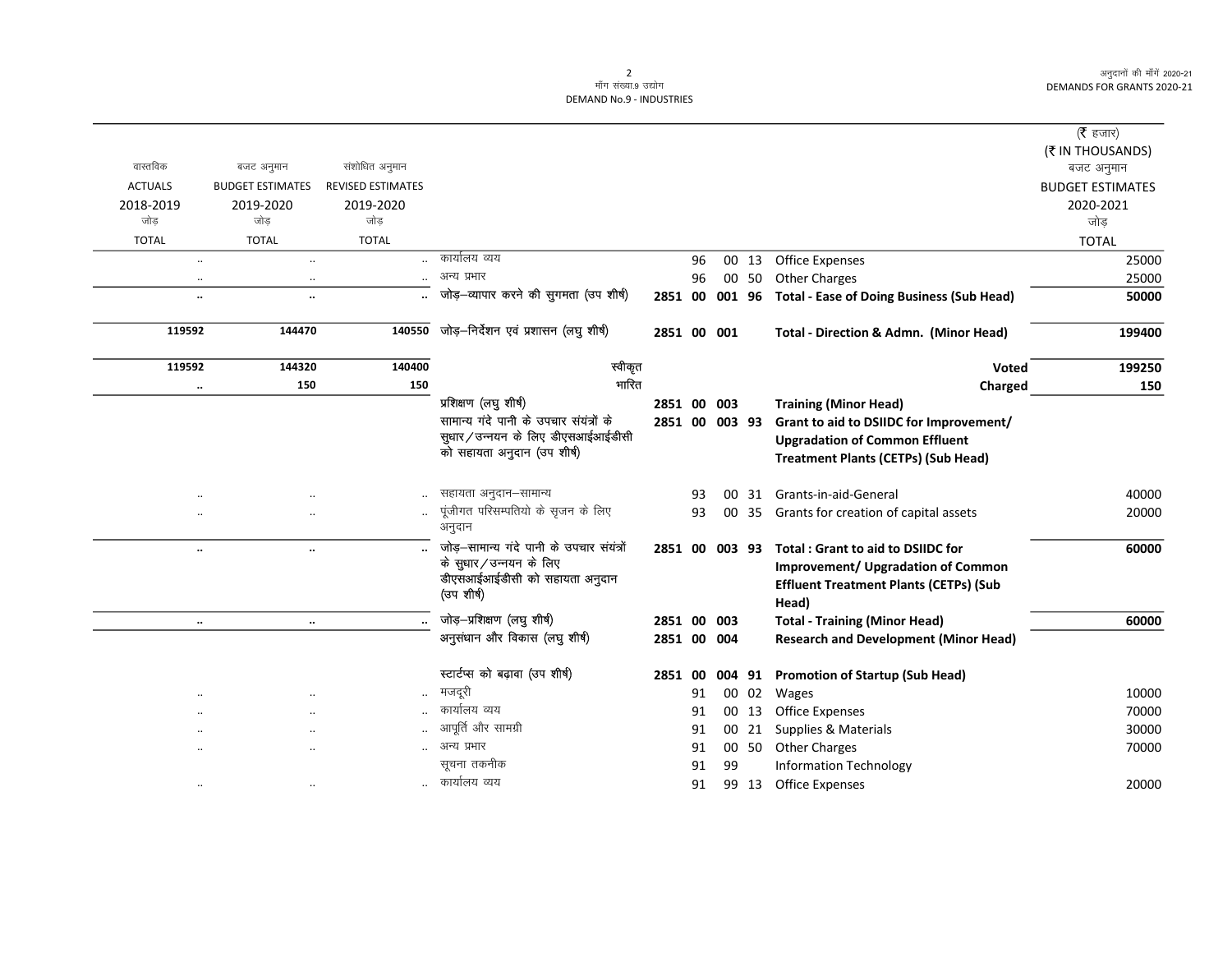| वास्तविक ACTUALS 2018-2019 जोड़ TOTAL | बजट अनुमान BUDGET ESTIMATES 2019-2020 जोड़ TOTAL | संशोधित अनुमान REVISED ESTIMATES 2019-2020 जोड़ TOTAL | | | | | | | (₹ हजार) (₹ IN THOUSANDS) बजट अनुमान BUDGET ESTIMATES 2020-2021 जोड़ TOTAL |
|---|---|---|---|---|---|---|---|---|---|
| .. | .. | .. | कार्यालय व्यय | | 96 | 00 | 13 | Office Expenses | 25000 |
| .. | .. | .. | अन्य प्रभार | | 96 | 00 | 50 | Other Charges | 25000 |
| **..** | **..** | **..** | जोड़–व्यापार करने की सुगमता (उप शीर्ष) | **2851** | **00** | **001** | **96** | **Total - Ease of Doing Business (Sub Head)** | **50000** |
| **119592** | **144470** | **140550** | जोड़–निर्देशन एवं प्रशासन (लघु शीर्ष) | **2851** | **00** | **001** | | **Total - Direction & Admn. (Minor Head)** | **199400** |
| **119592** | **144320** | **140400** | स्वीकृत | | | | | **Voted** | **199250** |
| **..** | **150** | **150** | भारित | | | | | **Charged** | **150** |
| | | | प्रशिक्षण (लघु शीर्ष) | **2851** | **00** | **003** | | **Training (Minor Head)** | |
| | | | सामान्य गंदे पानी के उपचार संयंत्रों के सुधार/उन्नयन के लिए डीएसआईआईडीसी को सहायता अनुदान (उप शीर्ष) | **2851** | **00** | **003** | **93** | **Grant to aid to DSIIDC for Improvement/ Upgradation of Common Effluent Treatment Plants (CETPs) (Sub Head)** | |
| .. | .. | .. | सहायता अनुदान–सामान्य | | 93 | 00 | 31 | Grants-in-aid-General | 40000 |
| .. | .. | .. | पूंजीगत परिसम्पतियो के सृजन के लिए अनुदान | | 93 | 00 | 35 | Grants for creation of capital assets | 20000 |
| **..** | **..** | **..** | जोड़–सामान्य गंदे पानी के उपचार संयंत्रों के सुधार/उन्नयन के लिए डीएसआईआईडीसी को सहायता अनुदान (उप शीर्ष) | **2851** | **00** | **003** | **93** | **Total : Grant to aid to DSIIDC for Improvement/ Upgradation of Common Effluent Treatment Plants (CETPs) (Sub Head)** | **60000** |
| **..** | **..** | **..** | जोड़–प्रशिक्षण (लघु शीर्ष) | **2851** | **00** | **003** | | **Total - Training (Minor Head)** | **60000** |
| | | | अनुसंधान और विकास (लघु शीर्ष) | **2851** | **00** | **004** | | **Research and Development (Minor Head)** | |
| | | | स्टार्टप्स को बढ़ावा (उप शीर्ष) | **2851** | **00** | **004** | **91** | **Promotion of Startup (Sub Head)** | |
| .. | .. | .. | मजदूरी | | 91 | 00 | 02 | Wages | 10000 |
| .. | .. | .. | कार्यालय व्यय | | 91 | 00 | 13 | Office Expenses | 70000 |
| .. | .. | .. | आपूर्ति और सामग्री | | 91 | 00 | 21 | Supplies & Materials | 30000 |
| .. | .. | .. | अन्य प्रभार | | 91 | 00 | 50 | Other Charges | 70000 |
| | | | सूचना तकनीक | | 91 | 99 | | Information Technology | |
| .. | .. | .. | कार्यालय व्यय | | 91 | 99 | 13 | Office Expenses | 20000 |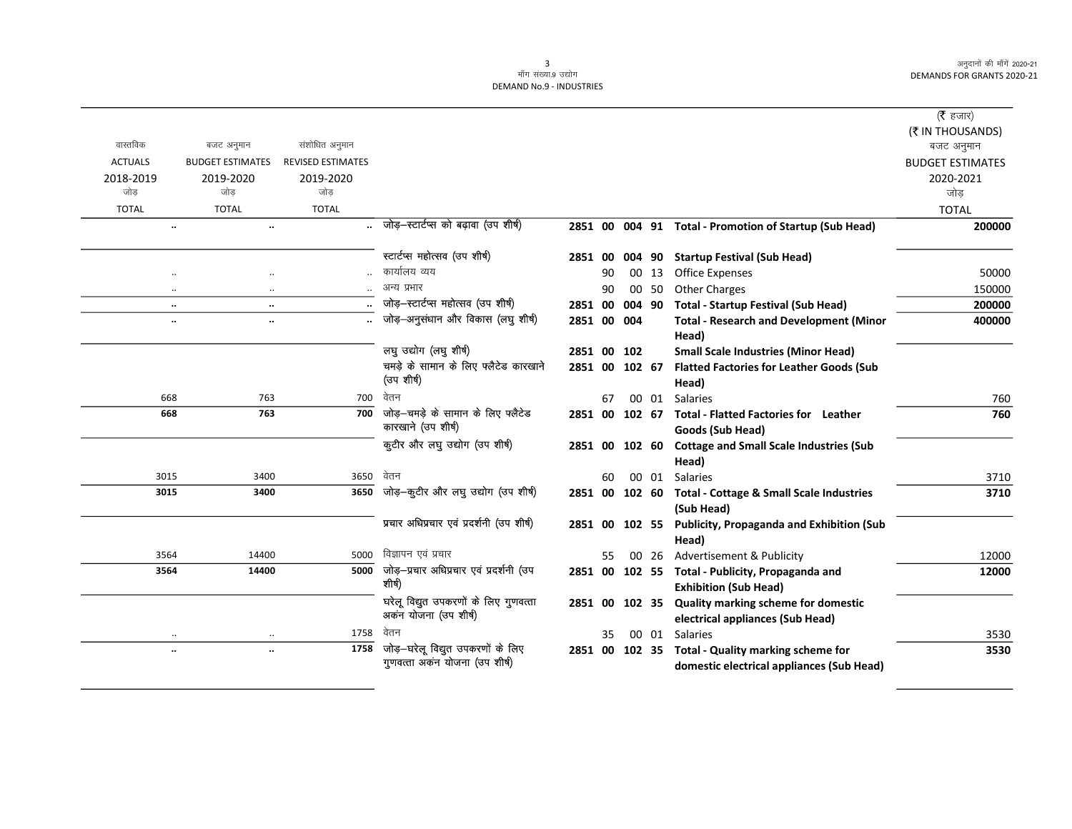| वास्तविक ACTUALS 2018-2019 जोड़ TOTAL | बजट अनुमान BUDGET ESTIMATES 2019-2020 जोड़ TOTAL | संशोधित अनुमान REVISED ESTIMATES 2019-2020 जोड़ TOTAL | | | | | | | (₹ हजार) (₹ IN THOUSANDS) बजट अनुमान BUDGET ESTIMATES 2020-2021 जोड़ TOTAL |
|---|---|---|---|---|---|---|---|---|---|
| .. | .. | .. | जोड़–स्टार्टप्स को बढ़ावा (उप शीर्ष) | 2851 | 00 | 004 | 91 | **Total - Promotion of Startup (Sub Head)** | **200000** |
| | | | स्टार्टप्स महोत्सव (उप शीर्ष) | 2851 | 00 | 004 | 90 | **Startup Festival (Sub Head)** | |
| .. | .. | .. | कार्यालय व्यय | | 90 | 00 | 13 | Office Expenses | 50000 |
| .. | .. | .. | अन्य प्रभार | | 90 | 00 | 50 | Other Charges | 150000 |
| .. | .. | .. | जोड़–स्टार्टप्स महोत्सव (उप शीर्ष) | 2851 | 00 | 004 | 90 | **Total - Startup Festival (Sub Head)** | **200000** |
| .. | .. | .. | जोड़–अनुसंधान और विकास (लघु शीर्ष) | 2851 | 00 | 004 | | **Total - Research and Development (Minor Head)** | **400000** |
| | | | लघु उद्योग (लघु शीर्ष) | 2851 | 00 | 102 | | **Small Scale Industries (Minor Head)** | |
| | | | चमड़े के सामान के लिए फ्लैटेड कारखाने (उप शीर्ष) | 2851 | 00 | 102 | 67 | **Flatted Factories for Leather Goods (Sub Head)** | |
| 668 | 763 | 700 | वेतन | | 67 | 00 | 01 | Salaries | 760 |
| **668** | **763** | **700** | जोड़–चमड़े के सामान के लिए फ्लैटेड कारखाने (उप शीर्ष) | 2851 | 00 | 102 | 67 | **Total - Flatted Factories for Leather Goods (Sub Head)** | **760** |
| | | | कुटीर और लघु उद्योग (उप शीर्ष) | 2851 | 00 | 102 | 60 | **Cottage and Small Scale Industries (Sub Head)** | |
| 3015 | 3400 | 3650 | वेतन | | 60 | 00 | 01 | Salaries | 3710 |
| **3015** | **3400** | **3650** | जोड़–कुटीर और लघु उद्योग (उप शीर्ष) | 2851 | 00 | 102 | 60 | **Total - Cottage & Small Scale Industries (Sub Head)** | **3710** |
| | | | प्रचार अधिप्रचार एवं प्रदर्शनी (उप शीर्ष) | 2851 | 00 | 102 | 55 | **Publicity, Propaganda and Exhibition (Sub Head)** | |
| 3564 | 14400 | 5000 | विज्ञापन एवं प्रचार | | 55 | 00 | 26 | Advertisement & Publicity | 12000 |
| **3564** | **14400** | **5000** | जोड़–प्रचार अधिप्रचार एवं प्रदर्शनी (उप शीर्ष) | 2851 | 00 | 102 | 55 | **Total - Publicity, Propaganda and Exhibition (Sub Head)** | **12000** |
| | | | घरेलू विद्युत उपकरणों के लिए गुणवत्ता अकंन योजना (उप शीर्ष) | 2851 | 00 | 102 | 35 | **Quality marking scheme for domestic electrical appliances (Sub Head)** | |
| .. | .. | 1758 | वेतन | | 35 | 00 | 01 | Salaries | 3530 |
| .. | .. | **1758** | जोड़–घरेलू विद्युत उपकरणों के लिए गुणवत्ता अकंन योजना (उप शीर्ष) | 2851 | 00 | 102 | 35 | **Total - Quality marking scheme for domestic electrical appliances (Sub Head)** | **3530** |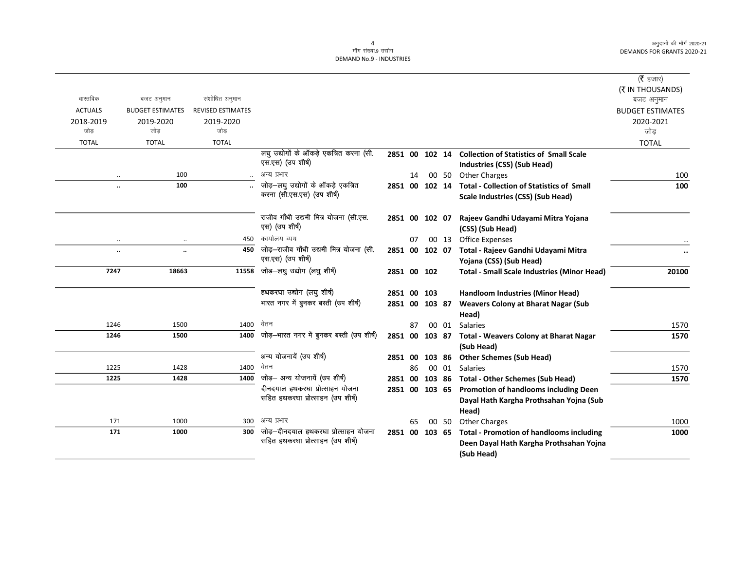माँग संख्या.9 उद्योग
DEMAND No.9 - INDUSTRIES

| वास्तविक ACTUALS 2018-2019 जोड़ TOTAL | बजट अनुमान BUDGET ESTIMATES 2019-2020 जोड़ TOTAL | संशोधित अनुमान REVISED ESTIMATES 2019-2020 जोड़ TOTAL | | | | (₹ हजार) (₹ IN THOUSANDS) बजट अनुमान BUDGET ESTIMATES 2020-2021 जोड़ TOTAL |
|---|---|---|---|---|---|---|
| | | | लघु उद्योगों के ऑकड़े एकत्रित करना (सी.एस.एस) (उप शीर्ष) | 2851 00 102 14 | Collection of Statistics of Small Scale Industries (CSS) (Sub Head) | |
| .. | 100 | .. | अन्य प्रभार | 14 00 50 | Other Charges | 100 |
| .. | 100 | .. | जोड़–लघु उद्योगों के ऑकड़े एकत्रित करना (सी.एस.एस) (उप शीर्ष) | 2851 00 102 14 | Total - Collection of Statistics of Small Scale Industries (CSS) (Sub Head) | 100 |
| | | | राजीव गाँधी उद्यमी मित्र योजना (सी.एस.एस) (उप शीर्ष) | 2851 00 102 07 | Rajeev Gandhi Udayami Mitra Yojana (CSS) (Sub Head) | |
| .. | .. | 450 | कार्यालय व्यय | 07 00 13 | Office Expenses | .. |
| .. | .. | 450 | जोड़–राजीव गाँधी उद्यमी मित्र योजना (सी.एस.एस) (उप शीर्ष) | 2851 00 102 07 | Total - Rajeev Gandhi Udayami Mitra Yojana (CSS) (Sub Head) | .. |
| 7247 | 18663 | 11558 | जोड़–लघु उद्योग (लघु शीर्ष) | 2851 00 102 | Total - Small Scale Industries (Minor Head) | 20100 |
| | | | हथकरघा उद्योग (लघु शीर्ष) | 2851 00 103 | Handloom Industries (Minor Head) | |
| | | | भारत नगर में बुनकर बस्ती (उप शीर्ष) | 2851 00 103 87 | Weavers Colony at Bharat Nagar (Sub Head) | |
| 1246 | 1500 | 1400 | वेतन | 87 00 01 | Salaries | 1570 |
| 1246 | 1500 | 1400 | जोड़–भारत नगर में बुनकर बस्ती (उप शीर्ष) | 2851 00 103 87 | Total - Weavers Colony at Bharat Nagar (Sub Head) | 1570 |
| | | | अन्य योजनायें (उप शीर्ष) | 2851 00 103 86 | Other Schemes (Sub Head) | |
| 1225 | 1428 | 1400 | वेतन | 86 00 01 | Salaries | 1570 |
| 1225 | 1428 | 1400 | जोड़– अन्य योजनायें (उप शीर्ष) | 2851 00 103 86 | Total - Other Schemes (Sub Head) | 1570 |
| | | | दीनदयाल हथकरघा प्रोत्साहन योजना सहित हथकरघा प्रोत्साहन (उप शीर्ष) | 2851 00 103 65 | Promotion of handlooms including Deen Dayal Hath Kargha Prothsahan Yojna (Sub Head) | |
| 171 | 1000 | 300 | अन्य प्रभार | 65 00 50 | Other Charges | 1000 |
| 171 | 1000 | 300 | जोड़–दीनदयाल हथकरघा प्रोत्साहन योजना सहित हथकरघा प्रोत्साहन (उप शीर्ष) | 2851 00 103 65 | Total - Promotion of handlooms including Deen Dayal Hath Kargha Prothsahan Yojna (Sub Head) | 1000 |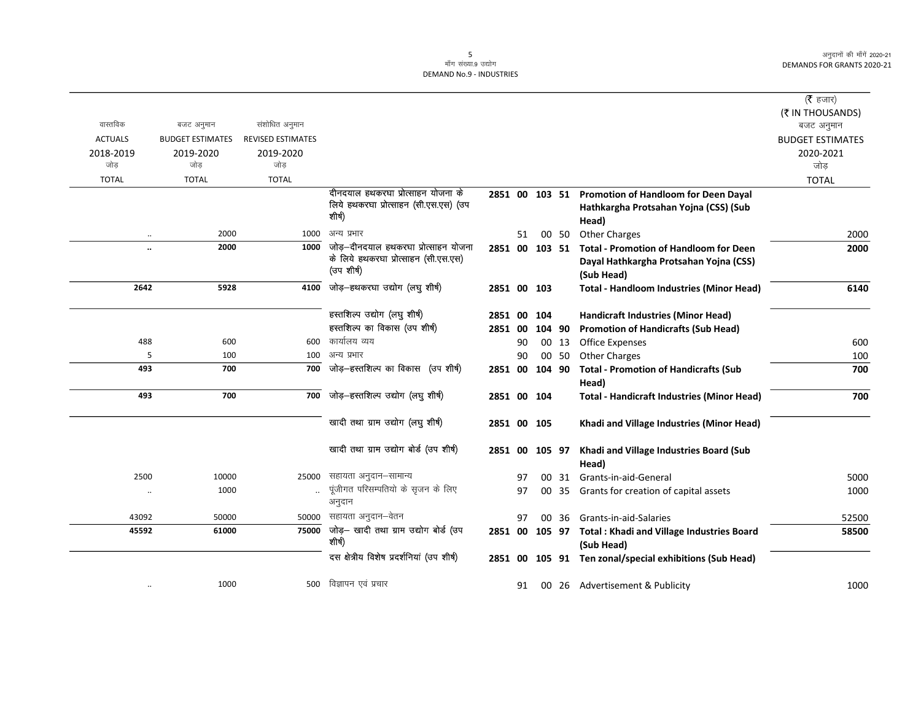| वास्तविक ACTUALS 2018-2019 जोड़ TOTAL | बजट अनुमान BUDGET ESTIMATES 2019-2020 जोड़ TOTAL | संशोधित अनुमान REVISED ESTIMATES 2019-2020 जोड़ TOTAL | | | | | | | (₹ हजार) (₹ IN THOUSANDS) बजट अनुमान BUDGET ESTIMATES 2020-2021 जोड़ TOTAL |
|---|---|---|---|---|---|---|---|---|---|
| | | | दीनदयाल हथकरघा प्रोत्साहन योजना के लिये हथकरघा प्रोत्साहन (सी.एस.एस) (उप शीर्ष) | 2851 | 00 | 103 | 51 | **Promotion of Handloom for Deen Dayal Hathkargha Protsahan Yojna (CSS) (Sub Head)** | |
| .. | 2000 | 1000 | अन्य प्रभार | | 51 | 00 | 50 | Other Charges | 2000 |
| **..** | **2000** | **1000** | जोड़–दीनदयाल हथकरघा प्रोत्साहन योजना के लिये हथकरघा प्रोत्साहन (सी.एस.एस) (उप शीर्ष) | **2851** | **00** | **103** | **51** | **Total - Promotion of Handloom for Deen Dayal Hathkargha Protsahan Yojna (CSS) (Sub Head)** | **2000** |
| **2642** | **5928** | **4100** | जोड़–हथकरघा उद्योग (लघु शीर्ष) | **2851** | **00** | **103** | | **Total - Handloom Industries (Minor Head)** | **6140** |
| | | | हस्तशिल्प उद्योग (लघु शीर्ष) | **2851** | **00** | **104** | | **Handicraft Industries (Minor Head)** | |
| | | | हस्तशिल्प का विकास (उप शीर्ष) | **2851** | **00** | **104** | **90** | **Promotion of Handicrafts (Sub Head)** | |
| 488 | 600 | 600 | कार्यालय व्यय | | 90 | 00 | 13 | Office Expenses | 600 |
| 5 | 100 | 100 | अन्य प्रभार | | 90 | 00 | 50 | Other Charges | 100 |
| **493** | **700** | **700** | जोड़–हस्तशिल्प का विकास (उप शीर्ष) | **2851** | **00** | **104** | **90** | **Total - Promotion of Handicrafts (Sub Head)** | **700** |
| **493** | **700** | **700** | जोड़–हस्तशिल्प उद्योग (लघु शीर्ष) | **2851** | **00** | **104** | | **Total - Handicraft Industries (Minor Head)** | **700** |
| | | | खादी तथा ग्राम उद्योग (लघु शीर्ष) | **2851** | **00** | **105** | | **Khadi and Village Industries (Minor Head)** | |
| | | | खादी तथा ग्राम उद्योग बोर्ड (उप शीर्ष) | **2851** | **00** | **105** | **97** | **Khadi and Village Industries Board (Sub Head)** | |
| 2500 | 10000 | 25000 | सहायता अनुदान–सामान्य | | 97 | 00 | 31 | Grants-in-aid-General | 5000 |
| .. | 1000 | .. | पूंजीगत परिसम्पतियो के सृजन के लिए अनुदान | | 97 | 00 | 35 | Grants for creation of capital assets | 1000 |
| 43092 | 50000 | 50000 | सहायता अनुदान–वेतन | | 97 | 00 | 36 | Grants-in-aid-Salaries | 52500 |
| **45592** | **61000** | **75000** | जोड़– खादी तथा ग्राम उद्योग बोर्ड (उप शीर्ष) | **2851** | **00** | **105** | **97** | **Total : Khadi and Village Industries Board (Sub Head)** | **58500** |
| | | | दस क्षेत्रीय विशेष प्रदर्शनियां (उप शीर्ष) | **2851** | **00** | **105** | **91** | **Ten zonal/special exhibitions (Sub Head)** | |
| .. | 1000 | 500 | विज्ञापन एवं प्रचार | | 91 | 00 | 26 | Advertisement & Publicity | 1000 |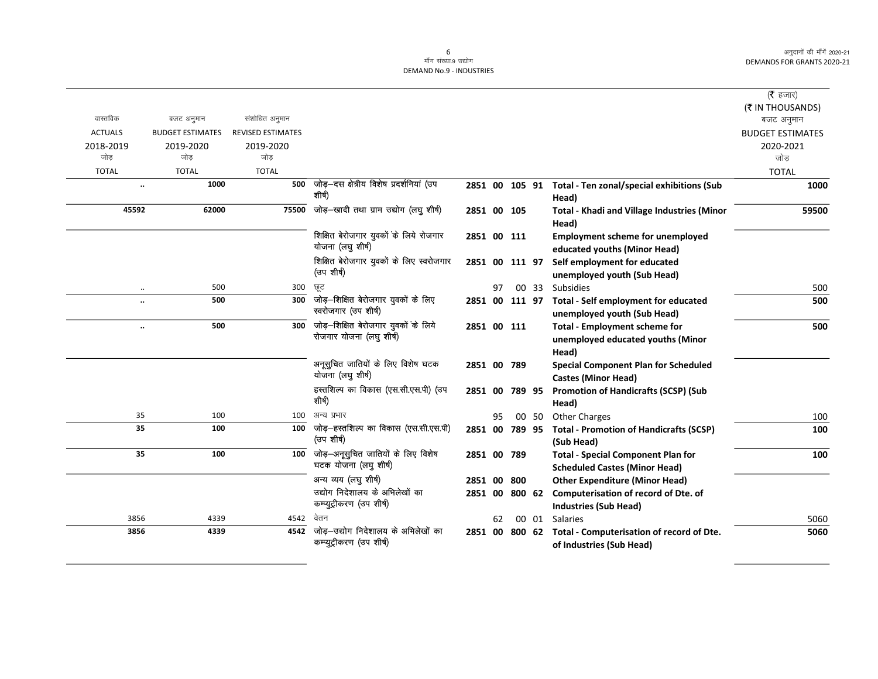माँग संख्या.9 उद्योग
DEMAND No.9 - INDUSTRIES

| वास्तविक ACTUALS 2018-2019 जोड़ TOTAL | बजट अनुमान BUDGET ESTIMATES 2019-2020 जोड़ TOTAL | संशोधित अनुमान REVISED ESTIMATES 2019-2020 जोड़ TOTAL | | | | | | | (₹ हजार) (₹ IN THOUSANDS) बजट अनुमान BUDGET ESTIMATES 2020-2021 जोड़ TOTAL |
|---|---|---|---|---|---|---|---|---|---|
| .. | 1000 | 500 | जोड़–दस क्षेत्रीय विशेष प्रदर्शनियां (उप शीर्ष) | 2851 | 00 | 105 | 91 | **Total - Ten zonal/special exhibitions (Sub Head)** | 1000 |
| 45592 | 62000 | 75500 | जोड़–खादी तथा ग्राम उद्योग (लघु शीर्ष) | 2851 | 00 | 105 | | **Total - Khadi and Village Industries (Minor Head)** | 59500 |
| | | | शिक्षित बेरोजगार युवकों के लिये रोजगार योजना (लघु शीर्ष) | 2851 | 00 | 111 | | **Employment scheme for unemployed educated youths (Minor Head)** | |
| | | | शिक्षित बेरोजगार युवकों के लिए स्वरोजगार (उप शीर्ष) | 2851 | 00 | 111 | 97 | **Self employment for educated unemployed youth (Sub Head)** | |
| .. | 500 | 300 | छूट | | 97 | 00 | 33 | Subsidies | 500 |
| .. | 500 | 300 | जोड़–शिक्षित बेरोजगार युवकों के लिए स्वरोजगार (उप शीर्ष) | 2851 | 00 | 111 | 97 | **Total - Self employment for educated unemployed youth (Sub Head)** | 500 |
| .. | 500 | 300 | जोड़–शिक्षित बेरोजगार युवकों के लिये रोजगार योजना (लघु शीर्ष) | 2851 | 00 | 111 | | **Total - Employment scheme for unemployed educated youths (Minor Head)** | 500 |
| | | | अनूसुचित जातियों के लिए विशेष घटक योजना (लघु शीर्ष) | 2851 | 00 | 789 | | **Special Component Plan for Scheduled Castes (Minor Head)** | |
| | | | हस्तशिल्प का विकास (एस.सी.एस.पी) (उप शीर्ष) | 2851 | 00 | 789 | 95 | **Promotion of Handicrafts (SCSP) (Sub Head)** | |
| 35 | 100 | 100 | अन्य प्रभार | | 95 | 00 | 50 | Other Charges | 100 |
| 35 | 100 | 100 | जोड़–हस्तशिल्प का विकास (एस.सी.एस.पी) (उप शीर्ष) | 2851 | 00 | 789 | 95 | **Total - Promotion of Handicrafts (SCSP) (Sub Head)** | 100 |
| 35 | 100 | 100 | जोड़–अनूसुचित जातियों के लिए विशेष घटक योजना (लघु शीर्ष) | 2851 | 00 | 789 | | **Total - Special Component Plan for Scheduled Castes (Minor Head)** | 100 |
| | | | अन्य व्यय (लघु शीर्ष) | 2851 | 00 | 800 | | **Other Expenditure (Minor Head)** | |
| | | | उद्योग निदेशालय के अभिलेखों का कम्प्युट्रीकरण (उप शीर्ष) | 2851 | 00 | 800 | 62 | **Computerisation of record of Dte. of Industries (Sub Head)** | |
| 3856 | 4339 | 4542 | वेतन | | 62 | 00 | 01 | Salaries | 5060 |
| 3856 | 4339 | 4542 | जोड़–उद्योग निदेशालय के अभिलेखों का कम्प्युट्रीकरण (उप शीर्ष) | 2851 | 00 | 800 | 62 | **Total - Computerisation of record of Dte. of Industries (Sub Head)** | 5060 |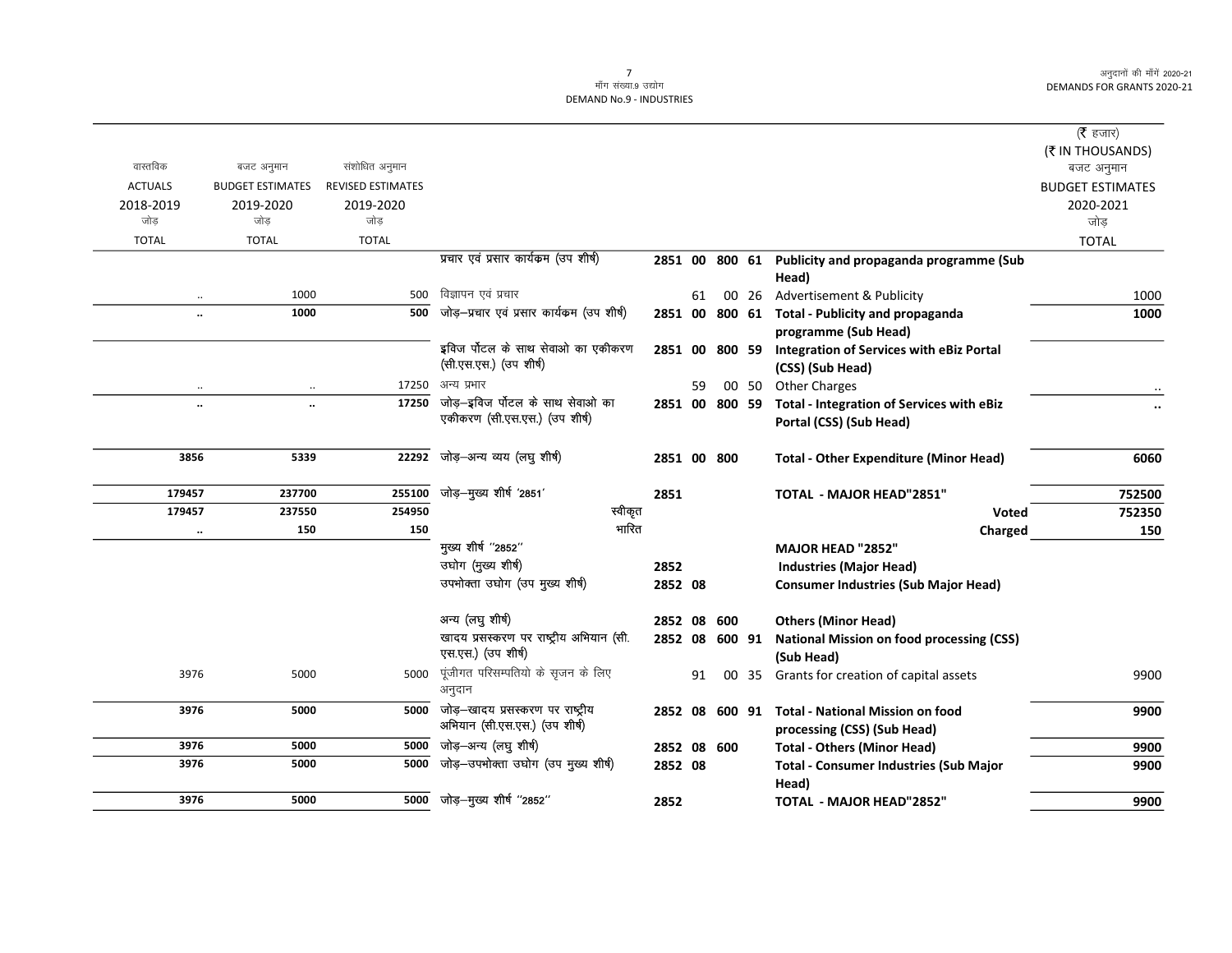| वास्तविक ACTUALS 2018-2019 जोड़ TOTAL | बजट अनुमान BUDGET ESTIMATES 2019-2020 जोड़ TOTAL | संशोधित अनुमान REVISED ESTIMATES 2019-2020 जोड़ TOTAL | | | | | | | (₹ हजार) (₹ IN THOUSANDS) बजट अनुमान BUDGET ESTIMATES 2020-2021 जोड़ TOTAL |
|---|---|---|---|---|---|---|---|---|---|
| | | | प्रचार एवं प्रसार कार्यक्रम (उप शीर्ष) | 2851 | 00 | 800 | 61 | **Publicity and propaganda programme (Sub Head)** | |
| .. | 1000 | 500 | विज्ञापन एवं प्रचार | | 61 | 00 | 26 | Advertisement & Publicity | 1000 |
| **..** | **1000** | **500** | जोड़–प्रचार एवं प्रसार कार्यक्रम (उप शीर्ष) | **2851** | **00** | **800** | **61** | **Total - Publicity and propaganda programme (Sub Head)** | **1000** |
| | | | इबिज पोॅटल के साथ सेवाओ का एकीकरण (सी.एस.एस.) (उप शीर्ष) | 2851 | 00 | 800 | 59 | **Integration of Services with eBiz Portal (CSS) (Sub Head)** | |
| .. | .. | 17250 | अन्य प्रभार | | 59 | 00 | 50 | Other Charges | .. |
| **..** | **..** | **17250** | जोड़–इबिज पोॅटल के साथ सेवाओ का एकीकरण (सी.एस.एस.) (उप शीर्ष) | **2851** | **00** | **800** | **59** | **Total - Integration of Services with eBiz Portal (CSS) (Sub Head)** | **..** |
| **3856** | **5339** | **22292** | जोड़–अन्य व्यय (लघु शीर्ष) | **2851** | **00** | **800** | | **Total - Other Expenditure (Minor Head)** | **6060** |
| **179457** | **237700** | **255100** | जोड़–मुख्य शीर्ष '2851' | **2851** | | | | **TOTAL - MAJOR HEAD"2851"** | **752500** |
| **179457** | **237550** | **254950** | स्वीकृत | | | | | **Voted** | **752350** |
| **..** | **150** | **150** | भारित | | | | | **Charged** | **150** |
| | | | मुख्य शीर्ष "2852" | | | | | **MAJOR HEAD "2852"** | |
| | | | उघोग (मुख्य शीर्ष) | 2852 | | | | **Industries (Major Head)** | |
| | | | उपभोक्ता उघोग (उप मुख्य शीर्ष) | 2852 | 08 | | | **Consumer Industries (Sub Major Head)** | |
| | | | अन्य (लघु शीर्ष) | 2852 | 08 | 600 | | **Others (Minor Head)** | |
| | | | खादय प्रसस्करण पर राष्ट्रीय अभियान (सी.एस.एस.) (उप शीर्ष) | 2852 | 08 | 600 | 91 | **National Mission on food processing (CSS) (Sub Head)** | |
| 3976 | 5000 | 5000 | पूंजीगत परिसम्पतियो के सृजन के लिए अनुदान | | 91 | 00 | 35 | Grants for creation of capital assets | 9900 |
| **3976** | **5000** | **5000** | जोड़–खादय प्रसस्करण पर राष्ट्रीय अभियान (सी.एस.एस.) (उप शीर्ष) | **2852** | **08** | **600** | **91** | **Total - National Mission on food processing (CSS) (Sub Head)** | **9900** |
| **3976** | **5000** | **5000** | जोड़–अन्य (लघु शीर्ष) | **2852** | **08** | **600** | | **Total - Others (Minor Head)** | **9900** |
| **3976** | **5000** | **5000** | जोड़–उपभोक्ता उघोग (उप मुख्य शीर्ष) | **2852** | **08** | | | **Total - Consumer Industries (Sub Major Head)** | **9900** |
| **3976** | **5000** | **5000** | जोड़–मुख्य शीर्ष "2852" | **2852** | | | | **TOTAL - MAJOR HEAD"2852"** | **9900** |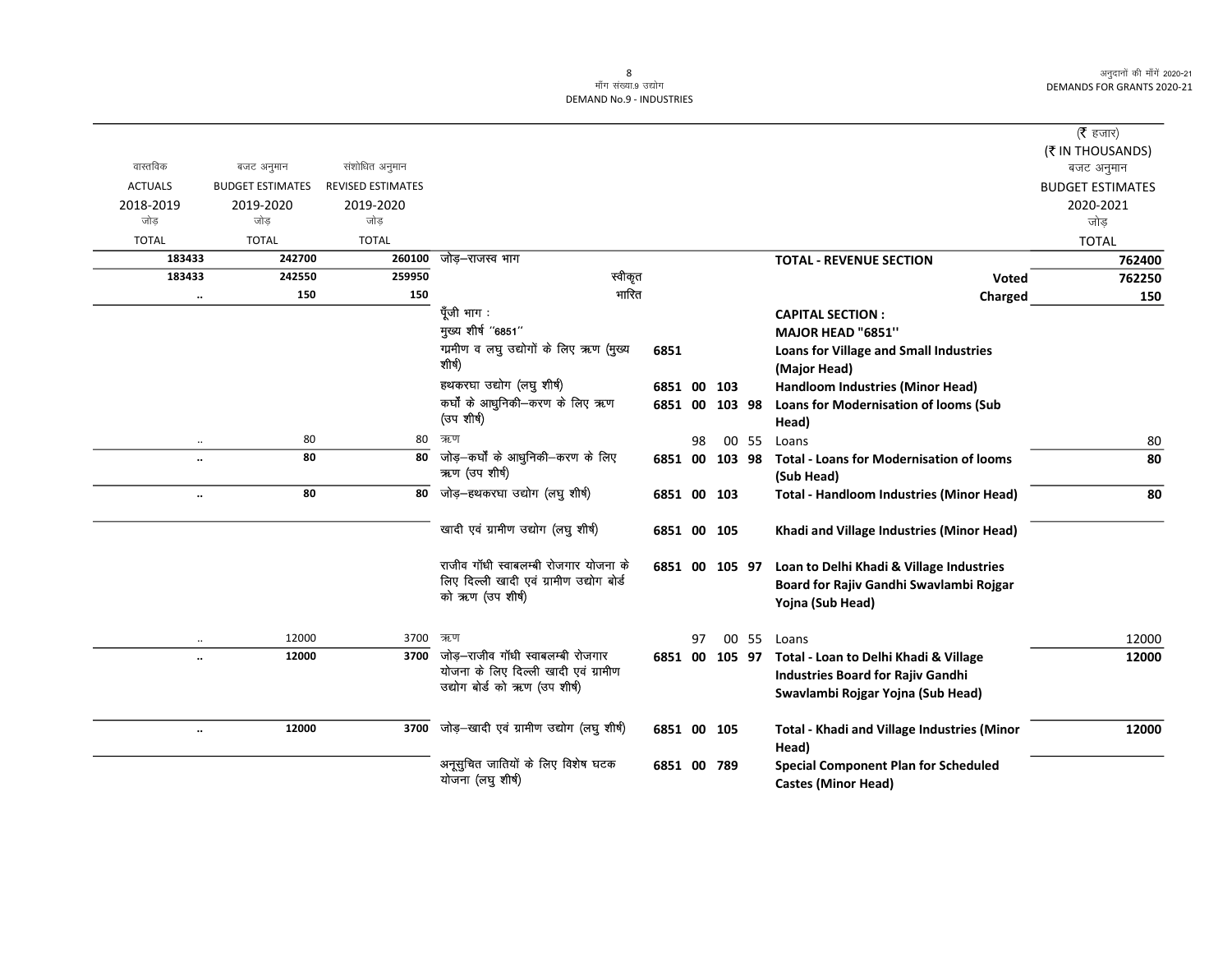माँग संख्या.9 उद्योग
DEMAND No.9 - INDUSTRIES

| वास्तविक ACTUALS 2018-2019 जोड़ TOTAL | बजट अनुमान BUDGET ESTIMATES 2019-2020 जोड़ TOTAL | संशोधित अनुमान REVISED ESTIMATES 2019-2020 जोड़ TOTAL | | | | | | | (₹ हजार) (₹ IN THOUSANDS) बजट अनुमान BUDGET ESTIMATES 2020-2021 जोड़ TOTAL |
|---|---|---|---|---|---|---|---|---|---|
| **183433** | **242700** | **260100** | जोड़–राजस्व भाग | | | | | **TOTAL - REVENUE SECTION** | **762400** |
| **183433** | **242550** | **259950** | स्वीकृत | | | | | **Voted** | **762250** |
| .. | **150** | **150** | भारित | | | | | **Charged** | **150** |
| | | | पूँजी भाग : | | | | | **CAPITAL SECTION :** | |
| | | | मुख्य शीर्ष "6851" | | | | | **MAJOR HEAD "6851"** | |
| | | | ग्रमीण व लघु उद्योगों के लिए ऋण (मुख्य शीर्ष) | 6851 | | | | **Loans for Village and Small Industries (Major Head)** | |
| | | | हथकरघा उद्योग (लघु शीर्ष) | 6851 | 00 | 103 | | **Handloom Industries (Minor Head)** | |
| | | | कर्घों के आधुनिकी–करण के लिए ऋण (उप शीर्ष) | 6851 | 00 | 103 | 98 | **Loans for Modernisation of looms (Sub Head)** | |
| .. | 80 | 80 | ऋण | | 98 | 00 | 55 | Loans | 80 |
| .. | **80** | **80** | जोड़–कर्घों के आधुनिकी–करण के लिए ऋण (उप शीर्ष) | 6851 | 00 | 103 | 98 | **Total - Loans for Modernisation of looms (Sub Head)** | **80** |
| .. | **80** | **80** | जोड़–हथकरघा उद्योग (लघु शीर्ष) | 6851 | 00 | 103 | | **Total - Handloom Industries (Minor Head)** | **80** |
| | | | खादी एवं ग्रामीण उद्योग (लघु शीर्ष) | 6851 | 00 | 105 | | **Khadi and Village Industries (Minor Head)** | |
| | | | राजीव गॉधी स्वाबलम्बी रोजगार योजना के लिए दिल्ली खादी एवं ग्रामीण उद्योग बोर्ड को ऋण (उप शीर्ष) | 6851 | 00 | 105 | 97 | **Loan to Delhi Khadi & Village Industries Board for Rajiv Gandhi Swavlambi Rojgar Yojna (Sub Head)** | |
| .. | 12000 | 3700 | ऋण | | 97 | 00 | 55 | Loans | 12000 |
| .. | **12000** | **3700** | जोड़–राजीव गॉधी स्वाबलम्बी रोजगार योजना के लिए दिल्ली खादी एवं ग्रामीण उद्योग बोर्ड को ऋण (उप शीर्ष) | 6851 | 00 | 105 | 97 | **Total - Loan to Delhi Khadi & Village Industries Board for Rajiv Gandhi Swavlambi Rojgar Yojna (Sub Head)** | **12000** |
| .. | **12000** | **3700** | जोड़–खादी एवं ग्रामीण उद्योग (लघु शीर्ष) | 6851 | 00 | 105 | | **Total - Khadi and Village Industries (Minor Head)** | **12000** |
| | | | अनूसुचित जातियों के लिए विशेष घटक योजना (लघु शीर्ष) | 6851 | 00 | 789 | | **Special Component Plan for Scheduled Castes (Minor Head)** | |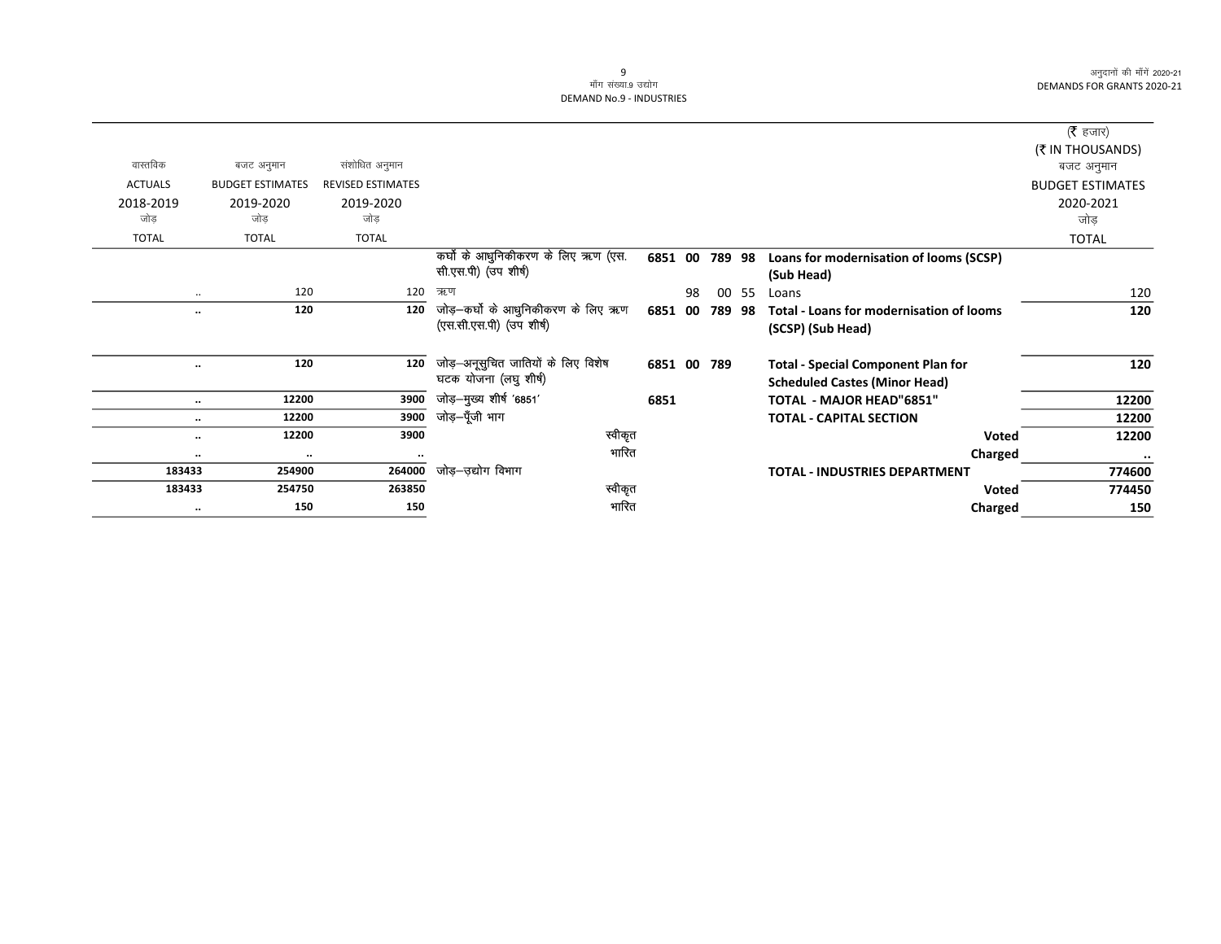| वास्तविक ACTUALS 2018-2019 जोड़ TOTAL | बजट अनुमान BUDGET ESTIMATES 2019-2020 जोड़ TOTAL | संशोधित अनुमान REVISED ESTIMATES 2019-2020 जोड़ TOTAL | | | | (₹ हजार) (₹ IN THOUSANDS) बजट अनुमान BUDGET ESTIMATES 2020-2021 जोड़ TOTAL |
|---|---|---|---|---|---|---|
| | | | कर्घों के आधुनिकीकरण के लिए ऋण (एस.सी.एस.पी) (उप शीर्ष) | 6851 00 789 98 | Loans for modernisation of looms (SCSP) (Sub Head) | |
| .. | 120 | 120 | ऋण | 98 00 55 | Loans | 120 |
| .. | 120 | 120 | जोड़–कर्घों के आधुनिकीकरण के लिए ऋण (एस.सी.एस.पी) (उप शीर्ष) | 6851 00 789 98 | Total - Loans for modernisation of looms (SCSP) (Sub Head) | 120 |
| .. | 120 | 120 | जोड़–अनूसुचित जातियों के लिए विशेष घटक योजना (लघु शीर्ष) | 6851 00 789 | Total - Special Component Plan for Scheduled Castes (Minor Head) | 120 |
| .. | 12200 | 3900 | जोड़–मुख्य शीर्ष '6851' | 6851 | TOTAL - MAJOR HEAD"6851" | 12200 |
| .. | 12200 | 3900 | जोड़–पूँजी भाग | | TOTAL - CAPITAL SECTION | 12200 |
| .. | 12200 | 3900 | स्वीकृत | | Voted | 12200 |
| .. | .. | .. | भारित | | Charged | .. |
| 183433 | 254900 | 264000 | जोड़–उद्योग विभाग | | TOTAL - INDUSTRIES DEPARTMENT | 774600 |
| 183433 | 254750 | 263850 | स्वीकृत | | Voted | 774450 |
| .. | 150 | 150 | भारित | | Charged | 150 |